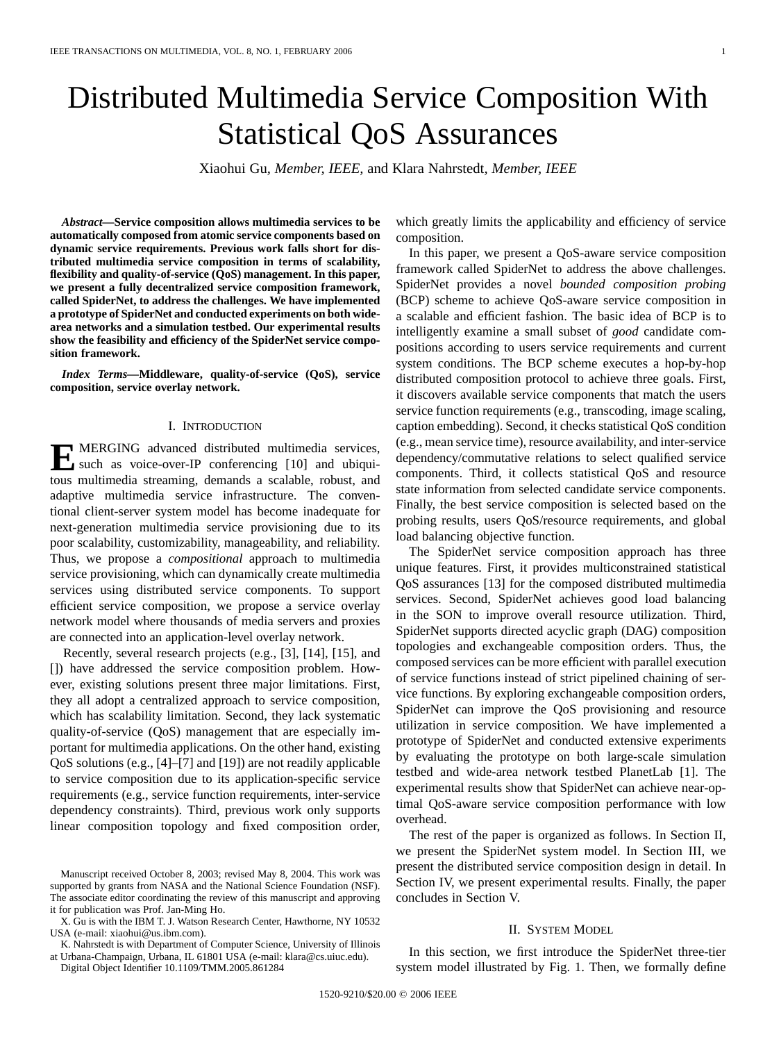# Distributed Multimedia Service Composition With Statistical QoS Assurances

Xiaohui Gu, *Member, IEEE,* and Klara Nahrstedt, *Member, IEEE*

***Abstract*—Service composition allows multimedia services to be automatically composed from atomic service components based on dynamic service requirements. Previous work falls short for distributed multimedia service composition in terms of scalability, flexibility and quality-of-service (QoS) management. In this paper, we present a fully decentralized service composition framework, called SpiderNet, to address the challenges. We have implemented a prototype of SpiderNet and conducted experiments on both wide-area networks and a simulation testbed. Our experimental results show the feasibility and efficiency of the SpiderNet service composition framework.**

***Index Terms*—Middleware, quality-of-service (QoS), service composition, service overlay network.**

## I. Introduction

EMERGING advanced distributed multimedia services, such as voice-over-IP conferencing [10] and ubiquitous multimedia streaming, demands a scalable, robust, and adaptive multimedia service infrastructure. The conventional client-server system model has become inadequate for next-generation multimedia service provisioning due to its poor scalability, customizability, manageability, and reliability. Thus, we propose a *compositional* approach to multimedia service provisioning, which can dynamically create multimedia services using distributed service components. To support efficient service composition, we propose a service overlay network model where thousands of media servers and proxies are connected into an application-level overlay network.

Recently, several research projects (e.g., [3], [14], [15], and []) have addressed the service composition problem. However, existing solutions present three major limitations. First, they all adopt a centralized approach to service composition, which has scalability limitation. Second, they lack systematic quality-of-service (QoS) management that are especially important for multimedia applications. On the other hand, existing QoS solutions (e.g., [4]–[7] and [19]) are not readily applicable to service composition due to its application-specific service requirements (e.g., service function requirements, inter-service dependency constraints). Third, previous work only supports linear composition topology and fixed composition order, which greatly limits the applicability and efficiency of service composition.

In this paper, we present a QoS-aware service composition framework called SpiderNet to address the above challenges. SpiderNet provides a novel *bounded composition probing* (BCP) scheme to achieve QoS-aware service composition in a scalable and efficient fashion. The basic idea of BCP is to intelligently examine a small subset of *good* candidate compositions according to users service requirements and current system conditions. The BCP scheme executes a hop-by-hop distributed composition protocol to achieve three goals. First, it discovers available service components that match the users service function requirements (e.g., transcoding, image scaling, caption embedding). Second, it checks statistical QoS condition (e.g., mean service time), resource availability, and inter-service dependency/commutative relations to select qualified service components. Third, it collects statistical QoS and resource state information from selected candidate service components. Finally, the best service composition is selected based on the probing results, users QoS/resource requirements, and global load balancing objective function.

The SpiderNet service composition approach has three unique features. First, it provides multiconstrained statistical QoS assurances [13] for the composed distributed multimedia services. Second, SpiderNet achieves good load balancing in the SON to improve overall resource utilization. Third, SpiderNet supports directed acyclic graph (DAG) composition topologies and exchangeable composition orders. Thus, the composed services can be more efficient with parallel execution of service functions instead of strict pipelined chaining of service functions. By exploring exchangeable composition orders, SpiderNet can improve the QoS provisioning and resource utilization in service composition. We have implemented a prototype of SpiderNet and conducted extensive experiments by evaluating the prototype on both large-scale simulation testbed and wide-area network testbed PlanetLab [1]. The experimental results show that SpiderNet can achieve near-optimal QoS-aware service composition performance with low overhead.

The rest of the paper is organized as follows. In Section II, we present the SpiderNet system model. In Section III, we present the distributed service composition design in detail. In Section IV, we present experimental results. Finally, the paper concludes in Section V.

## II. System Model

In this section, we first introduce the SpiderNet three-tier system model illustrated by Fig. 1. Then, we formally define

---

Manuscript received October 8, 2003; revised May 8, 2004. This work was supported by grants from NASA and the National Science Foundation (NSF). The associate editor coordinating the review of this manuscript and approving it for publication was Prof. Jan-Ming Ho.

X. Gu is with the IBM T. J. Watson Research Center, Hawthorne, NY 10532 USA (e-mail: xiaohui@us.ibm.com).

K. Nahrstedt is with Department of Computer Science, University of Illinois at Urbana-Champaign, Urbana, IL 61801 USA (e-mail: klara@cs.uiuc.edu).

Digital Object Identifier 10.1109/TMM.2005.861284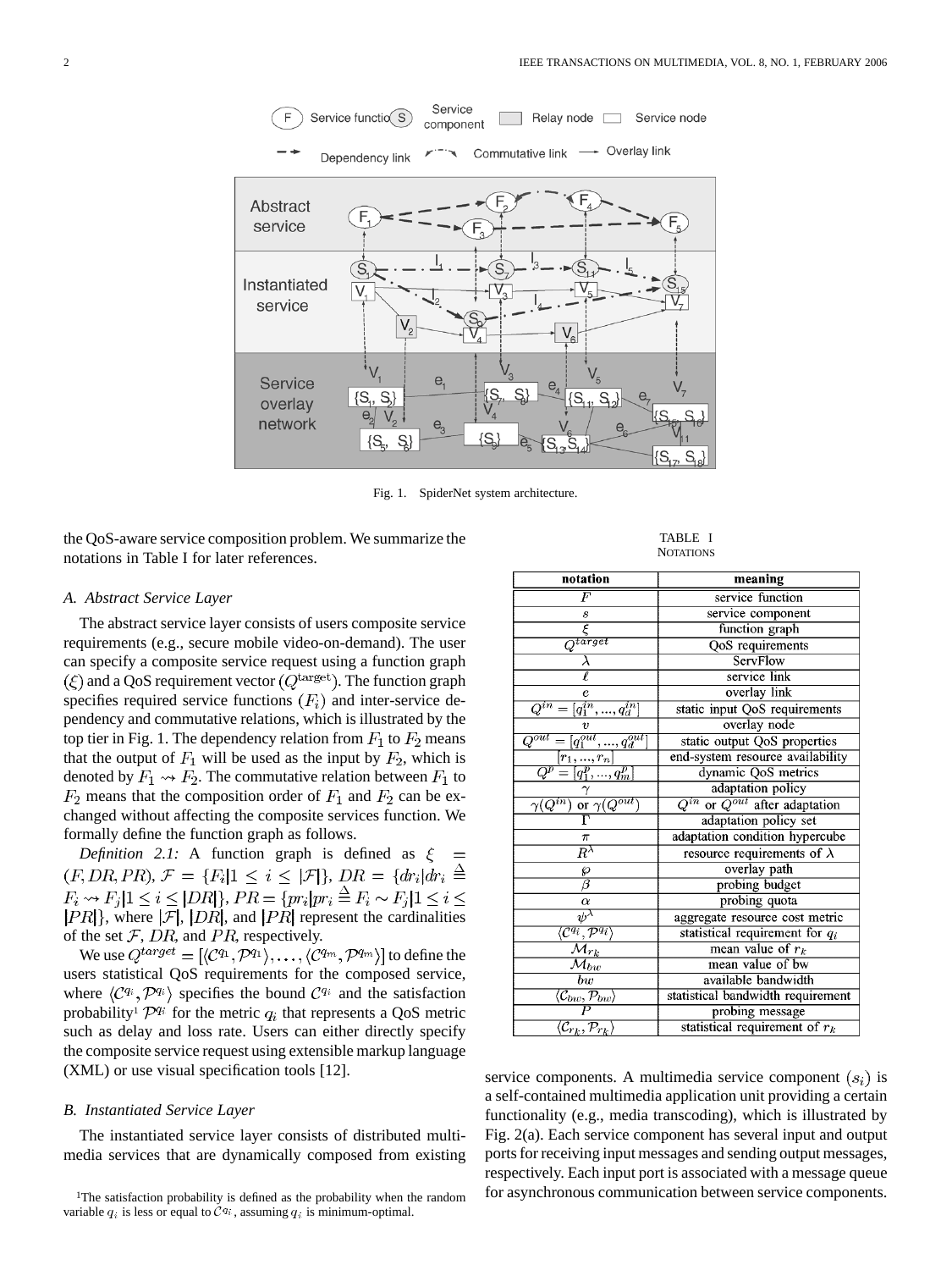Fig. 1. SpiderNet system architecture.

the QoS-aware service composition problem. We summarize the notations in Table I for later references.

### A. Abstract Service Layer

The abstract service layer consists of users composite service requirements (e.g., secure mobile video-on-demand). The user can specify a composite service request using a function graph ($\xi$) and a QoS requirement vector ($Q^{\text{target}}$). The function graph specifies required service functions ($F_i$) and inter-service dependency and commutative relations, which is illustrated by the top tier in Fig. 1. The dependency relation from $F_1$ to $F_2$ means that the output of $F_1$ will be used as the input by $F_2$, which is denoted by $F_1 \rightsquigarrow F_2$. The commutative relation between $F_1$ to $F_2$ means that the composition order of $F_1$ and $F_2$ can be exchanged without affecting the composite services function. We formally define the function graph as follows.

*Definition 2.1:* A function graph is defined as $\xi = (F, DR, PR)$, $\mathcal{F} = \{F_i | 1 \leq i \leq |\mathcal{F}|\}$, $DR = \{dr_i | dr_i \triangleq F_i \rightsquigarrow F_j | 1 \leq i \leq |DR|\}$, $PR = \{pr_i | pr_i \triangleq F_i \sim F_j | 1 \leq i \leq |PR|\}$, where $|\mathcal{F}|$, $|DR|$, and $|PR|$ represent the cardinalities of the set $\mathcal{F}$, $DR$, and $PR$, respectively.

We use $Q^{target} = [\langle \mathcal{C}^{q_1}, \mathcal{P}^{q_1} \rangle, \ldots, \langle \mathcal{C}^{q_m}, \mathcal{P}^{q_m} \rangle]$ to define the users statistical QoS requirements for the composed service, where $\langle \mathcal{C}^{q_i}, \mathcal{P}^{q_i} \rangle$ specifies the bound $\mathcal{C}^{q_i}$ and the satisfaction probability[1] $\mathcal{P}^{q_i}$ for the metric $q_i$ that represents a QoS metric such as delay and loss rate. Users can either directly specify the composite service request using extensible markup language (XML) or use visual specification tools [12].

### B. Instantiated Service Layer

The instantiated service layer consists of distributed multimedia services that are dynamically composed from existing service components. A multimedia service component ($s_i$) is a self-contained multimedia application unit providing a certain functionality (e.g., media transcoding), which is illustrated by Fig. 2(a). Each service component has several input and output ports for receiving input messages and sending output messages, respectively. Each input port is associated with a message queue for asynchronous communication between service components.

[1]The satisfaction probability is defined as the probability when the random variable $q_i$ is less or equal to $\mathcal{C}^{q_i}$, assuming $q_i$ is minimum-optimal.

TABLE I
NOTATIONS

| notation | meaning |
|---|---|
| $F$ | service function |
| $s$ | service component |
| $\xi$ | function graph |
| $Q^{target}$ | QoS requirements |
| $\lambda$ | ServFlow |
| $\ell$ | service link |
| $e$ | overlay link |
| $Q^{in} = [q_1^{in}, ..., q_d^{in}]$ | static input QoS requirements |
| $v$ | overlay node |
| $Q^{out} = [q_1^{out}, ..., q_d^{out}]$ | static output QoS properties |
| $[r_1, ..., r_n]$ | end-system resource availability |
| $Q^p = [q_1^p, ..., q_m^p]$ | dynamic QoS metrics |
| $\gamma$ | adaptation policy |
| $\gamma(Q^{in})$ or $\gamma(Q^{out})$ | $Q^{in}$ or $Q^{out}$ after adaptation |
| $\Gamma$ | adaptation policy set |
| $\pi$ | adaptation condition hypercube |
| $R^{\lambda}$ | resource requirements of $\lambda$ |
| $\wp$ | overlay path |
| $\beta$ | probing budget |
| $\alpha$ | probing quota |
| $\psi^{\lambda}$ | aggregate resource cost metric |
| $\langle \mathcal{C}^{q_i}, \mathcal{P}^{q_i} \rangle$ | statistical requirement for $q_i$ |
| $\mathcal{M}_{r_k}$ | mean value of $r_k$ |
| $\mathcal{M}_{bw}$ | mean value of bw |
| $bw$ | available bandwidth |
| $\langle \mathcal{C}_{bw}, \mathcal{P}_{bw} \rangle$ | statistical bandwidth requirement |
| $P$ | probing message |
| $\langle \mathcal{C}_{r_k}, \mathcal{P}_{r_k} \rangle$ | statistical requirement of $r_k$ |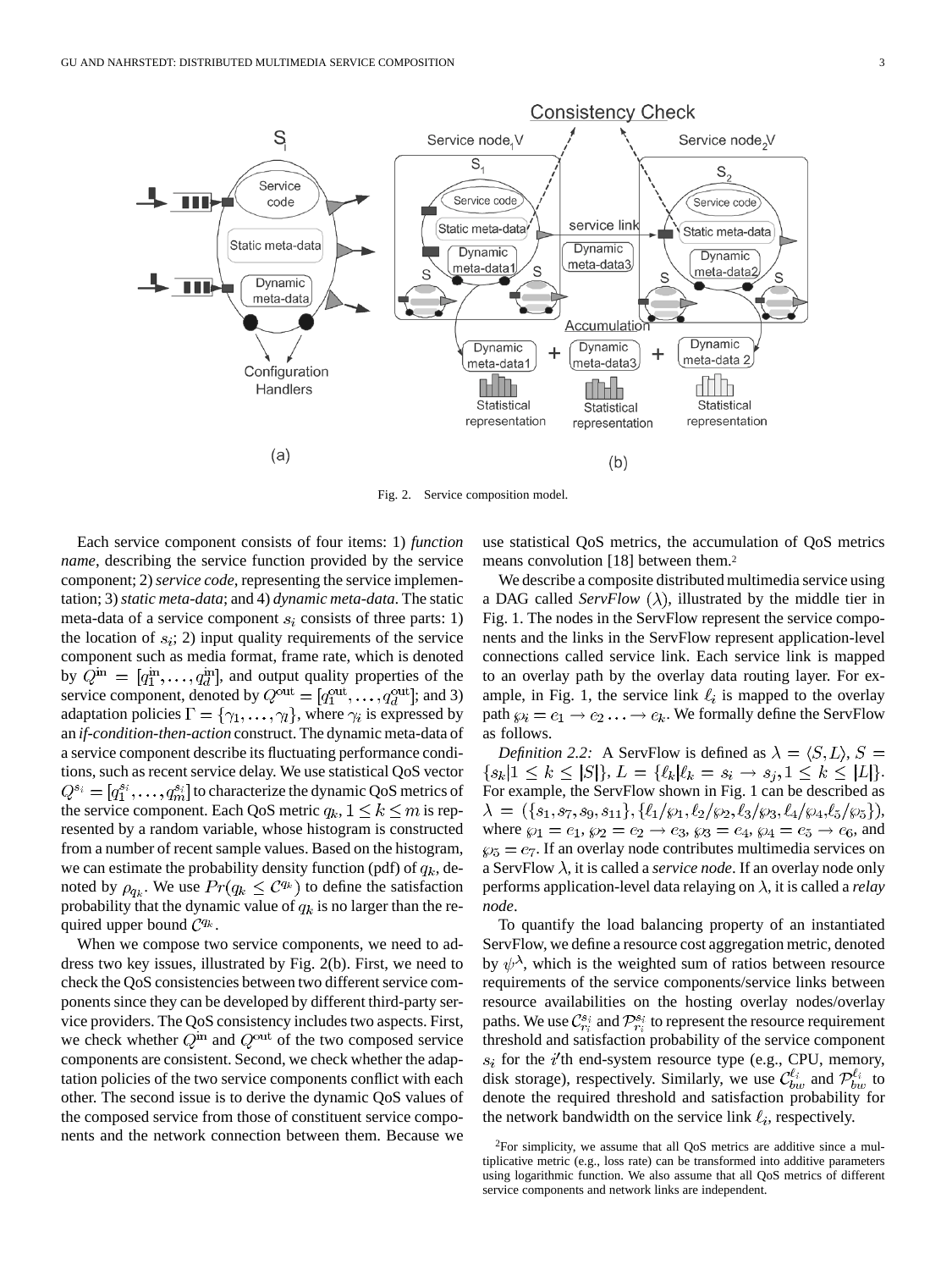Fig. 2. Service composition model.

Each service component consists of four items: 1) *function name*, describing the service function provided by the service component; 2) *service code*, representing the service implementation; 3) *static meta-data*; and 4) *dynamic meta-data*. The static meta-data of a service component $s_i$ consists of three parts: 1) the location of $s_i$; 2) input quality requirements of the service component such as media format, frame rate, which is denoted by $Q^{\text{in}} = [q_1^{\text{in}}, \ldots, q_d^{\text{in}}]$, and output quality properties of the service component, denoted by $Q^{\text{out}} = [q_1^{\text{out}}, \ldots, q_d^{\text{out}}]$; and 3) adaptation policies $\Gamma = \{\gamma_1, \ldots, \gamma_l\}$, where $\gamma_i$ is expressed by an *if-condition-then-action* construct. The dynamic meta-data of a service component describe its fluctuating performance conditions, such as recent service delay. We use statistical QoS vector $Q^{s_i} = [q_1^{s_i}, \ldots, q_m^{s_i}]$ to characterize the dynamic QoS metrics of the service component. Each QoS metric $q_k, 1 \leq k \leq m$ is represented by a random variable, whose histogram is constructed from a number of recent sample values. Based on the histogram, we can estimate the probability density function (pdf) of $q_k$, denoted by $\rho_{q_k}$. We use $Pr(q_k \leq \mathcal{C}^{q_k})$ to define the satisfaction probability that the dynamic value of $q_k$ is no larger than the required upper bound $\mathcal{C}^{q_k}$.

When we compose two service components, we need to address two key issues, illustrated by Fig. 2(b). First, we need to check the QoS consistencies between two different service components since they can be developed by different third-party service providers. The QoS consistency includes two aspects. First, we check whether $Q^{\text{in}}$ and $Q^{\text{out}}$ of the two composed service components are consistent. Second, we check whether the adaptation policies of the two service components conflict with each other. The second issue is to derive the dynamic QoS values of the composed service from those of constituent service components and the network connection between them. Because we use statistical QoS metrics, the accumulation of QoS metrics means convolution [18] between them.[2]

We describe a composite distributed multimedia service using a DAG called *ServFlow* $(\lambda)$, illustrated by the middle tier in Fig. 1. The nodes in the ServFlow represent the service components and the links in the ServFlow represent application-level connections called service link. Each service link is mapped to an overlay path by the overlay data routing layer. For example, in Fig. 1, the service link $\ell_i$ is mapped to the overlay path $\wp_i = e_1 \rightarrow e_2 \ldots \rightarrow e_k$. We formally define the ServFlow as follows.

*Definition 2.2:* A ServFlow is defined as $\lambda = \langle S, L \rangle$, $S = \{s_k | 1 \leq k \leq |S|\}$, $L = \{\ell_k | \ell_k = s_i \rightarrow s_j, 1 \leq k \leq |L|\}$. For example, the ServFlow shown in Fig. 1 can be described as $\lambda = (\{s_1, s_7, s_9, s_{11}\}, \{\ell_1/\wp_1, \ell_2/\wp_2, \ell_3/\wp_3, \ell_4/\wp_4, \ell_5/\wp_5\})$, where $\wp_1 = e_1$, $\wp_2 = e_2 \rightarrow e_3$, $\wp_3 = e_4$, $\wp_4 = e_5 \rightarrow e_6$, and $\wp_5 = e_7$. If an overlay node contributes multimedia services on a ServFlow $\lambda$, it is called a *service node*. If an overlay node only performs application-level data relaying on $\lambda$, it is called a *relay node*.

To quantify the load balancing property of an instantiated ServFlow, we define a resource cost aggregation metric, denoted by $\psi^\lambda$, which is the weighted sum of ratios between resource requirements of the service components/service links between resource availabilities on the hosting overlay nodes/overlay paths. We use $\mathcal{C}_{r_i}^{s_i}$ and $\mathcal{P}_{r_i}^{s_i}$ to represent the resource requirement threshold and satisfaction probability of the service component $s_i$ for the $i$'th end-system resource type (e.g., CPU, memory, disk storage), respectively. Similarly, we use $\mathcal{C}_{bw}^{\ell_i}$ and $\mathcal{P}_{bw}^{\ell_i}$ to denote the required threshold and satisfaction probability for the network bandwidth on the service link $\ell_i$, respectively.

[2] For simplicity, we assume that all QoS metrics are additive since a multiplicative metric (e.g., loss rate) can be transformed into additive parameters using logarithmic function. We also assume that all QoS metrics of different service components and network links are independent.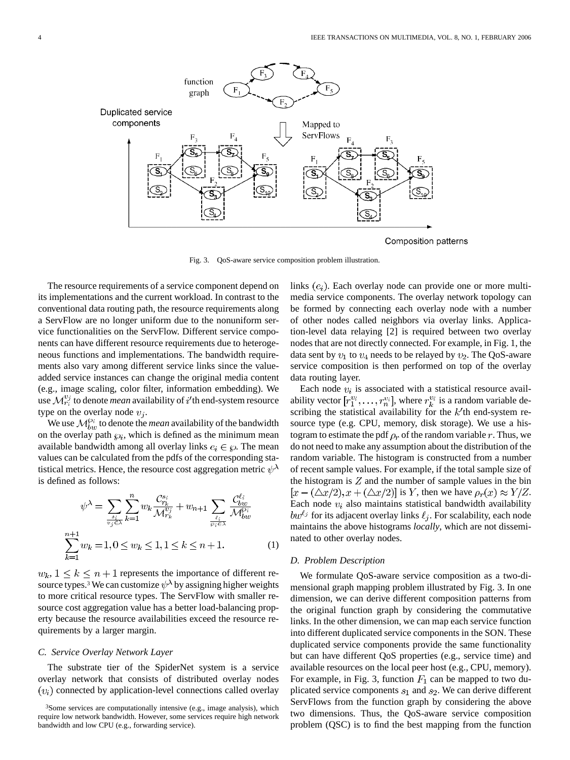Fig. 3. QoS-aware service composition problem illustration.

The resource requirements of a service component depend on its implementations and the current workload. In contrast to the conventional data routing path, the resource requirements along a ServFlow are no longer uniform due to the nonuniform service functionalities on the ServFlow. Different service components can have different resource requirements due to heterogeneous functions and implementations. The bandwidth requirements also vary among different service links since the value-added service instances can change the original media content (e.g., image scaling, color filter, information embedding). We use $\mathcal{M}_{r_i}^{v_j}$ to denote *mean* availability of $i$'th end-system resource type on the overlay node $v_j$.

We use $\mathcal{M}_{bw}^{\wp_i}$ to denote the *mean* availability of the bandwidth on the overlay path $\wp_i$, which is defined as the minimum mean available bandwidth among all overlay links $e_i \in \wp$. The mean values can be calculated from the pdfs of the corresponding statistical metrics. Hence, the resource cost aggregation metric $\psi^\lambda$ is defined as follows:

$$\psi^\lambda = \sum_{\substack{s_i \\ v_j \in \lambda}} \sum_{k=1}^{n} w_k \frac{\mathcal{C}_{r_k}^{s_i}}{\mathcal{M}_{r_k}^{v_j}} + w_{n+1} \sum_{\substack{\ell_i \\ \wp_i \in \lambda}} \frac{\mathcal{C}_{bw}^{\ell_i}}{\mathcal{M}_{bw}^{\wp_i}}$$
$$\sum_{k=1}^{n+1} w_k = 1, 0 \le w_k \le 1, 1 \le k \le n+1. \quad (1)$$

$w_k$, $1 \le k \le n+1$ represents the importance of different resource types.[3] We can customize $\psi^\lambda$ by assigning higher weights to more critical resource types. The ServFlow with smaller resource cost aggregation value has a better load-balancing property because the resource availabilities exceed the resource requirements by a larger margin.

### C. Service Overlay Network Layer

The substrate tier of the SpiderNet system is a service overlay network that consists of distributed overlay nodes $(v_i)$ connected by application-level connections called overlay links $(e_i)$. Each overlay node can provide one or more multimedia service components. The overlay network topology can be formed by connecting each overlay node with a number of other nodes called neighbors via overlay links. Application-level data relaying [2] is required between two overlay nodes that are not directly connected. For example, in Fig. 1, the data sent by $v_1$ to $v_4$ needs to be relayed by $v_2$. The QoS-aware service composition is then performed on top of the overlay data routing layer.

Each node $v_i$ is associated with a statistical resource availability vector $[r_1^{v_i}, \ldots, r_n^{v_i}]$, where $r_k^{v_i}$ is a random variable describing the statistical availability for the $k'$th end-system resource type (e.g. CPU, memory, disk storage). We use a histogram to estimate the pdf $\rho_r$ of the random variable $r$. Thus, we do not need to make any assumption about the distribution of the random variable. The histogram is constructed from a number of recent sample values. For example, if the total sample size of the histogram is $Z$ and the number of sample values in the bin $[x - (\triangle x/2), x + (\triangle x/2)]$ is $Y$, then we have $\rho_r(x) \approx Y/Z$. Each node $v_i$ also maintains statistical bandwidth availability $bw^{\ell_j}$ for its adjacent overlay links $\ell_j$. For scalability, each node maintains the above histograms *locally*, which are not disseminated to other overlay nodes.

### D. Problem Description

We formulate QoS-aware service composition as a two-dimensional graph mapping problem illustrated by Fig. 3. In one dimension, we can derive different composition patterns from the original function graph by considering the commutative links. In the other dimension, we can map each service function into different duplicated service components in the SON. These duplicated service components provide the same functionality but can have different QoS properties (e.g., service time) and available resources on the local peer host (e.g., CPU, memory). For example, in Fig. 3, function $F_1$ can be mapped to two duplicated service components $s_1$ and $s_2$. We can derive different ServFlows from the function graph by considering the above two dimensions. Thus, the QoS-aware service composition problem (QSC) is to find the best mapping from the function

[3] Some services are computationally intensive (e.g., image analysis), which require low network bandwidth. However, some services require high network bandwidth and low CPU (e.g., forwarding service).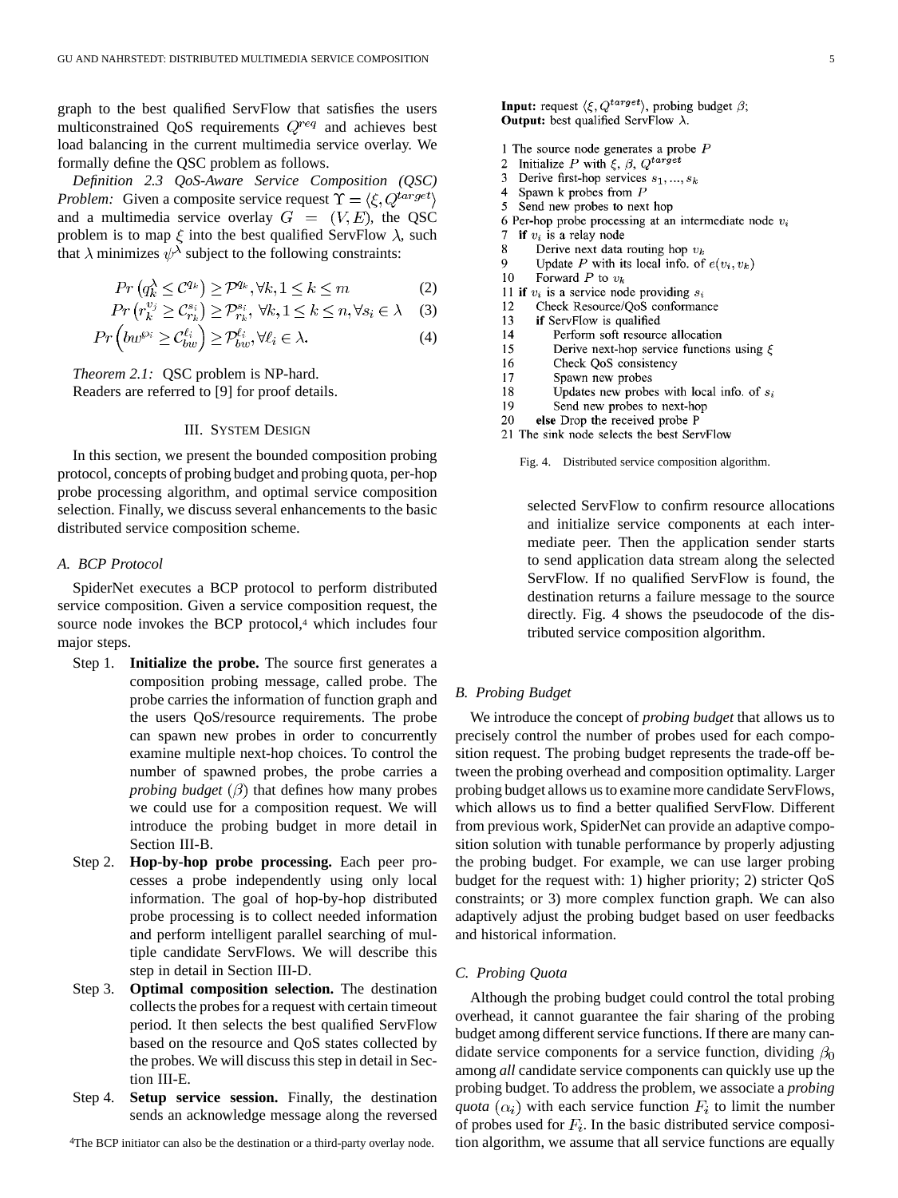graph to the best qualified ServFlow that satisfies the users multiconstrained QoS requirements $Q^{req}$ and achieves best load balancing in the current multimedia service overlay. We formally define the QSC problem as follows.

*Definition 2.3 QoS-Aware Service Composition (QSC) Problem:* Given a composite service request $\Upsilon = \langle \xi, Q^{target} \rangle$ and a multimedia service overlay $G = (V, E)$, the QSC problem is to map $\xi$ into the best qualified ServFlow $\lambda$, such that $\lambda$ minimizes $\psi^{\lambda}$ subject to the following constraints:

$$Pr\left(q_k^{\lambda} \leq \mathcal{C}^{q_k}\right) \geq \mathcal{P}^{q_k}, \forall k, 1 \leq k \leq m \tag{2}$$

$$Pr\left(r_k^{v_j} \geq \mathcal{C}_{r_k}^{s_i}\right) \geq \mathcal{P}_{r_k}^{s_i}, \forall k, 1 \leq k \leq n, \forall s_i \in \lambda \tag{3}$$

$$Pr\left(bw^{\wp_i} \geq \mathcal{C}_{bw}^{\ell_i}\right) \geq \mathcal{P}_{bw}^{\ell_i}, \forall \ell_i \in \lambda. \tag{4}$$

*Theorem 2.1:* QSC problem is NP-hard.

Readers are referred to [9] for proof details.

## III. System Design

In this section, we present the bounded composition probing protocol, concepts of probing budget and probing quota, per-hop probe processing algorithm, and optimal service composition selection. Finally, we discuss several enhancements to the basic distributed service composition scheme.

### A. BCP Protocol

SpiderNet executes a BCP protocol to perform distributed service composition. Given a service composition request, the source node invokes the BCP protocol,[4] which includes four major steps.

- Step 1. **Initialize the probe.** The source first generates a composition probing message, called probe. The probe carries the information of function graph and the users QoS/resource requirements. The probe can spawn new probes in order to concurrently examine multiple next-hop choices. To control the number of spawned probes, the probe carries a *probing budget* $(\beta)$ that defines how many probes we could use for a composition request. We will introduce the probing budget in more detail in Section III-B.
- Step 2. **Hop-by-hop probe processing.** Each peer processes a probe independently using only local information. The goal of hop-by-hop distributed probe processing is to collect needed information and perform intelligent parallel searching of multiple candidate ServFlows. We will describe this step in detail in Section III-D.
- Step 3. **Optimal composition selection.** The destination collects the probes for a request with certain timeout period. It then selects the best qualified ServFlow based on the resource and QoS states collected by the probes. We will discuss this step in detail in Section III-E.
- Step 4. **Setup service session.** Finally, the destination sends an acknowledge message along the reversed selected ServFlow to confirm resource allocations and initialize service components at each intermediate peer. Then the application sender starts to send application data stream along the selected ServFlow. If no qualified ServFlow is found, the destination returns a failure message to the source directly. Fig. 4 shows the pseudocode of the distributed service composition algorithm.

[4]The BCP initiator can also be the destination or a third-party overlay node.

```
Input: request ⟨ξ, Q^target⟩, probing budget β;
Output: best qualified ServFlow λ.

1 The source node generates a probe P
2   Initialize P with ξ, β, Q^target
3   Derive first-hop services s_1, ..., s_k
4   Spawn k probes from P
5   Send new probes to next hop
6 Per-hop probe processing at an intermediate node v_i
7   if v_i is a relay node
8       Derive next data routing hop v_k
9       Update P with its local info. of e(v_i, v_k)
10      Forward P to v_k
11 if v_i is a service node providing s_i
12      Check Resource/QoS conformance
13      if ServFlow is qualified
14          Perform soft resource allocation
15          Derive next-hop service functions using ξ
16          Check QoS consistency
17          Spawn new probes
18          Updates new probes with local info. of s_i
19          Send new probes to next-hop
20      else Drop the received probe P
21 The sink node selects the best ServFlow
```

Fig. 4. Distributed service composition algorithm.

### B. Probing Budget

We introduce the concept of *probing budget* that allows us to precisely control the number of probes used for each composition request. The probing budget represents the trade-off between the probing overhead and composition optimality. Larger probing budget allows us to examine more candidate ServFlows, which allows us to find a better qualified ServFlow. Different from previous work, SpiderNet can provide an adaptive composition solution with tunable performance by properly adjusting the probing budget. For example, we can use larger probing budget for the request with: 1) higher priority; 2) stricter QoS constraints; or 3) more complex function graph. We can also adaptively adjust the probing budget based on user feedbacks and historical information.

### C. Probing Quota

Although the probing budget could control the total probing overhead, it cannot guarantee the fair sharing of the probing budget among different service functions. If there are many candidate service components for a service function, dividing $\beta_0$ among *all* candidate service components can quickly use up the probing budget. To address the problem, we associate a *probing quota* $(\alpha_i)$ with each service function $F_i$ to limit the number of probes used for $F_i$. In the basic distributed service composition algorithm, we assume that all service functions are equally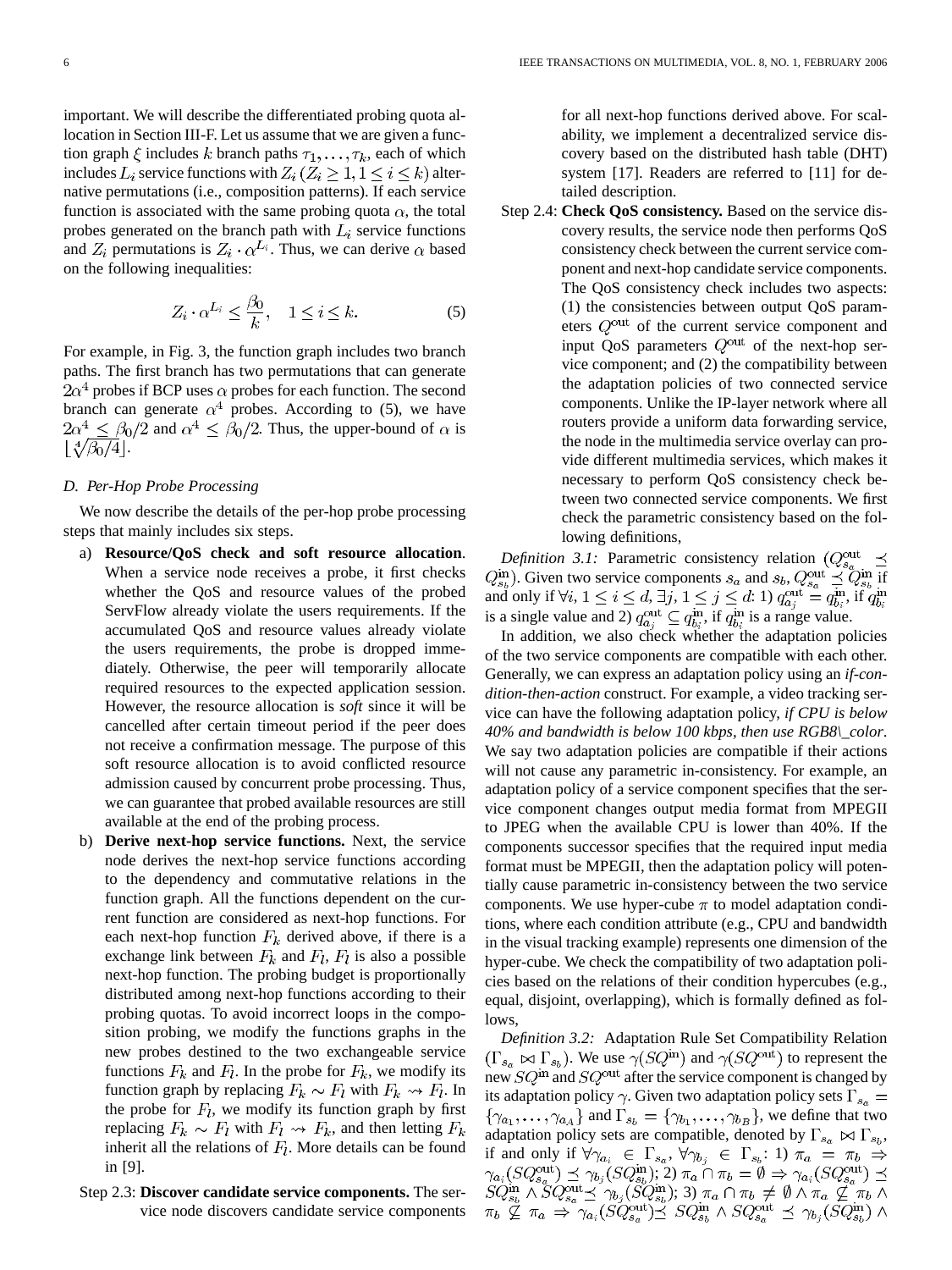important. We will describe the differentiated probing quota allocation in Section III-F. Let us assume that we are given a function graph $\xi$ includes $k$ branch paths $\tau_1, \ldots, \tau_k$, each of which includes $L_i$ service functions with $Z_i$ $(Z_i \geq 1, 1 \leq i \leq k)$ alternative permutations (i.e., composition patterns). If each service function is associated with the same probing quota $\alpha$, the total probes generated on the branch path with $L_i$ service functions and $Z_i$ permutations is $Z_i \cdot \alpha^{L_i}$. Thus, we can derive $\alpha$ based on the following inequalities:

$$Z_i \cdot \alpha^{L_i} \leq \frac{\beta_0}{k}, \quad 1 \leq i \leq k. \tag{5}$$

For example, in Fig. 3, the function graph includes two branch paths. The first branch has two permutations that can generate $2\alpha^4$ probes if BCP uses $\alpha$ probes for each function. The second branch can generate $\alpha^4$ probes. According to (5), we have $2\alpha^4 \leq \beta_0/2$ and $\alpha^4 \leq \beta_0/2$. Thus, the upper-bound of $\alpha$ is $\lfloor \sqrt[4]{\beta_0/4} \rfloor$.

### D. Per-Hop Probe Processing

We now describe the details of the per-hop probe processing steps that mainly includes six steps.

a) **Resource/QoS check and soft resource allocation**. When a service node receives a probe, it first checks whether the QoS and resource values of the probed ServFlow already violate the users requirements. If the accumulated QoS and resource values already violate the users requirements, the probe is dropped immediately. Otherwise, the peer will temporarily allocate required resources to the expected application session. However, the resource allocation is *soft* since it will be cancelled after certain timeout period if the peer does not receive a confirmation message. The purpose of this soft resource allocation is to avoid conflicted resource admission caused by concurrent probe processing. Thus, we can guarantee that probed available resources are still available at the end of the probing process.

b) **Derive next-hop service functions.** Next, the service node derives the next-hop service functions according to the dependency and commutative relations in the function graph. All the functions dependent on the current function are considered as next-hop functions. For each next-hop function $F_k$ derived above, if there is a exchange link between $F_k$ and $F_l$, $F_l$ is also a possible next-hop function. The probing budget is proportionally distributed among next-hop functions according to their probing quotas. To avoid incorrect loops in the composition probing, we modify the functions graphs in the new probes destined to the two exchangeable service functions $F_k$ and $F_l$. In the probe for $F_k$, we modify its function graph by replacing $F_k \sim F_l$ with $F_k \rightsquigarrow F_l$. In the probe for $F_l$, we modify its function graph by first replacing $F_k \sim F_l$ with $F_l \rightsquigarrow F_k$, and then letting $F_k$ inherit all the relations of $F_l$. More details can be found in [9].

Step 2.3: **Discover candidate service components.** The service node discovers candidate service components for all next-hop functions derived above. For scalability, we implement a decentralized service discovery based on the distributed hash table (DHT) system [17]. Readers are referred to [11] for detailed description.

Step 2.4: **Check QoS consistency.** Based on the service discovery results, the service node then performs QoS consistency check between the current service component and next-hop candidate service components. The QoS consistency check includes two aspects: (1) the consistencies between output QoS parameters $Q^{\text{out}}$ of the current service component and input QoS parameters $Q^{\text{out}}$ of the next-hop service component; and (2) the compatibility between the adaptation policies of two connected service components. Unlike the IP-layer network where all routers provide a uniform data forwarding service, the node in the multimedia service overlay can provide different multimedia services, which makes it necessary to perform QoS consistency check between two connected service components. We first check the parametric consistency based on the following definitions,

*Definition 3.1:* Parametric consistency relation $(Q_{s_a}^{\text{out}} \preceq Q_{s_b}^{\text{in}})$. Given two service components $s_a$ and $s_b$, $Q_{s_a}^{\text{out}} \preceq Q_{s_b}^{\text{in}}$ if and only if $\forall i, 1 \leq i \leq d, \exists j, 1 \leq j \leq d$: 1) $q_{a_j}^{\text{out}} = q_{b_i}^{\text{in}}$, if $q_{b_i}^{\text{in}}$ is a single value and 2) $q_{a_j}^{\text{out}} \subseteq q_{b_i}^{\text{in}}$, if $q_{b_i}^{\text{in}}$ is a range value.

In addition, we also check whether the adaptation policies of the two service components are compatible with each other. Generally, we can express an adaptation policy using an *if-condition-then-action* construct. For example, a video tracking service can have the following adaptation policy, *if CPU is below 40% and bandwidth is below 100 kbps, then use RGB8\_color*. We say two adaptation policies are compatible if their actions will not cause any parametric in-consistency. For example, an adaptation policy of a service component specifies that the service component changes output media format from MPEGII to JPEG when the available CPU is lower than 40%. If the components successor specifies that the required input media format must be MPEGII, then the adaptation policy will potentially cause parametric in-consistency between the two service components. We use hyper-cube $\pi$ to model adaptation conditions, where each condition attribute (e.g., CPU and bandwidth in the visual tracking example) represents one dimension of the hyper-cube. We check the compatibility of two adaptation policies based on the relations of their condition hypercubes (e.g., equal, disjoint, overlapping), which is formally defined as follows,

*Definition 3.2:* Adaptation Rule Set Compatibility Relation $(\Gamma_{s_a} \bowtie \Gamma_{s_b})$. We use $\gamma(SQ^{\text{in}})$ and $\gamma(SQ^{\text{out}})$ to represent the new $SQ^{\text{in}}$ and $SQ^{\text{out}}$ after the service component is changed by its adaptation policy $\gamma$. Given two adaptation policy sets $\Gamma_{s_a} = \{\gamma_{a_1}, \ldots, \gamma_{a_A}\}$ and $\Gamma_{s_b} = \{\gamma_{b_1}, \ldots, \gamma_{b_B}\}$, we define that two adaptation policy sets are compatible, denoted by $\Gamma_{s_a} \bowtie \Gamma_{s_b}$, if and only if $\forall \gamma_{a_i} \in \Gamma_{s_a}, \forall \gamma_{b_j} \in \Gamma_{s_b}$: 1) $\pi_a = \pi_b \Rightarrow \gamma_{a_i}(SQ_{s_a}^{\text{out}}) \preceq \gamma_{b_j}(SQ_{s_b}^{\text{in}})$; 2) $\pi_a \cap \pi_b = \emptyset \Rightarrow \gamma_{a_i}(SQ_{s_a}^{\text{out}}) \preceq SQ_{s_b}^{\text{in}} \wedge SQ_{s_a}^{\text{out}} \preceq \gamma_{b_j}(SQ_{s_b}^{\text{in}})$; 3) $\pi_a \cap \pi_b \neq \emptyset \wedge \pi_a \not\subseteq \pi_b \wedge \pi_b \not\subseteq \pi_a \Rightarrow \gamma_{a_i}(SQ_{s_a}^{\text{out}}) \preceq SQ_{s_b}^{\text{in}} \wedge SQ_{s_a}^{\text{out}} \preceq \gamma_{b_j}(SQ_{s_b}^{\text{in}}) \wedge$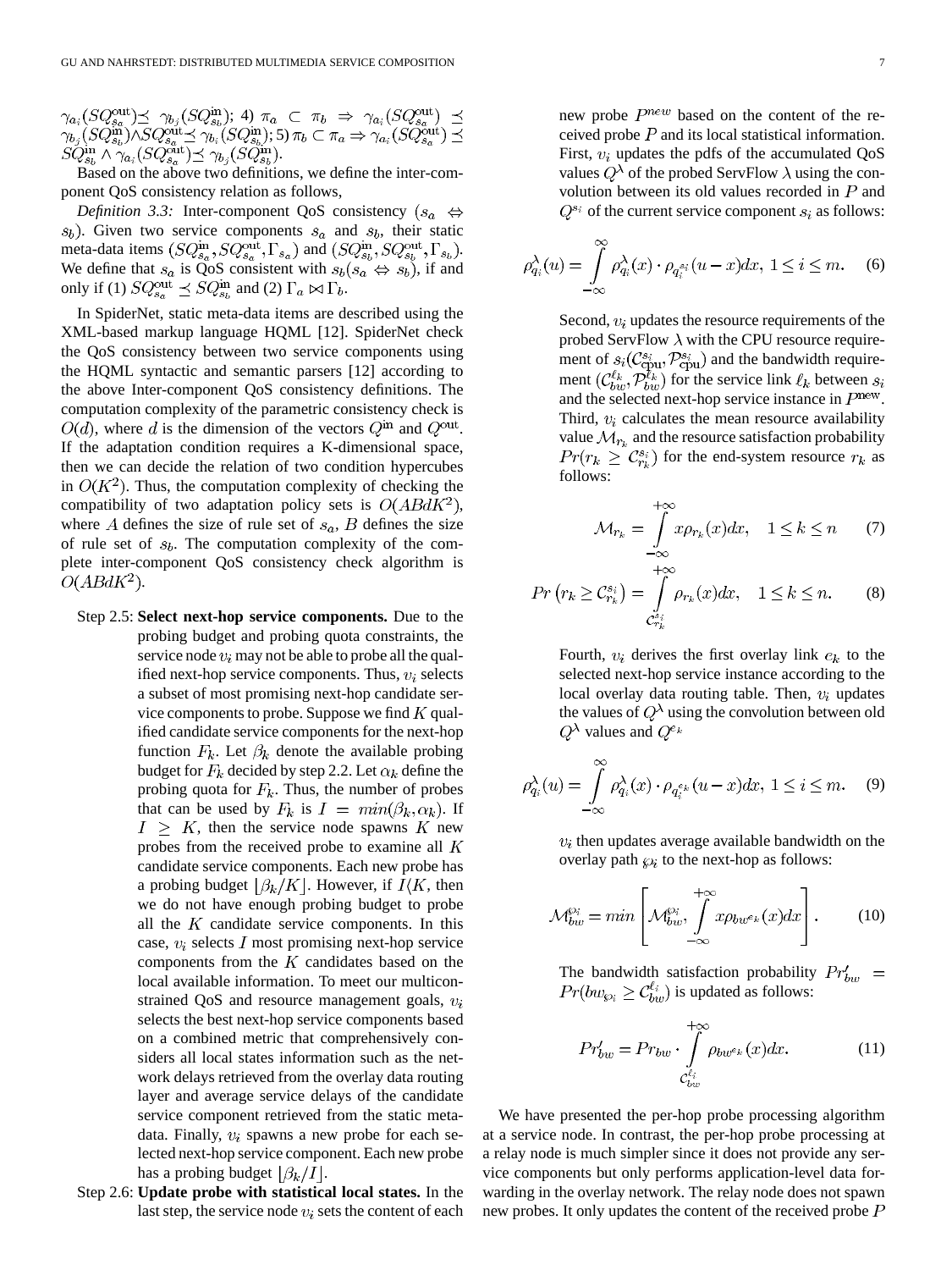$\gamma_{a_i}(SQ^{\text{out}}_{s_a}) \preceq \gamma_{b_j}(SQ^{\text{in}}_{s_b})$; 4) $\pi_a \subset \pi_b \Rightarrow \gamma_{a_i}(SQ^{\text{out}}_{s_a}) \preceq \gamma_{b_j}(SQ^{\text{in}}_{s_b}) \wedge SQ^{\text{out}}_{s_a} \preceq \gamma_{b_i}(SQ^{\text{in}}_{s_b})$; 5) $\pi_b \subset \pi_a \Rightarrow \gamma_{a_i}(SQ^{\text{out}}_{s_a}) \preceq SQ^{\text{in}}_{s_b} \wedge \gamma_{a_i}(SQ^{\text{out}}_{s_a}) \preceq \gamma_{b_j}(SQ^{\text{in}}_{s_b})$.

Based on the above two definitions, we define the inter-component QoS consistency relation as follows,

*Definition 3.3:* Inter-component QoS consistency ($s_a \Leftrightarrow s_b$). Given two service components $s_a$ and $s_b$, their static meta-data items $(SQ^{\text{in}}_{s_a}, SQ^{\text{out}}_{s_a}, \Gamma_{s_a})$ and $(SQ^{\text{in}}_{s_b}, SQ^{\text{out}}_{s_b}, \Gamma_{s_b})$. We define that $s_a$ is QoS consistent with $s_b (s_a \Leftrightarrow s_b)$, if and only if (1) $SQ^{\text{out}}_{s_a} \preceq SQ^{\text{in}}_{s_b}$ and (2) $\Gamma_a \bowtie \Gamma_b$.

In SpiderNet, static meta-data items are described using the XML-based markup language HQML [12]. SpiderNet check the QoS consistency between two service components using the HQML syntactic and semantic parsers [12] according to the above Inter-component QoS consistency definitions. The computation complexity of the parametric consistency check is $O(d)$, where $d$ is the dimension of the vectors $Q^{\text{in}}$ and $Q^{\text{out}}$. If the adaptation condition requires a K-dimensional space, then we can decide the relation of two condition hypercubes in $O(K^2)$. Thus, the computation complexity of checking the compatibility of two adaptation policy sets is $O(ABdK^2)$, where $A$ defines the size of rule set of $s_a$, $B$ defines the size of rule set of $s_b$. The computation complexity of the complete inter-component QoS consistency check algorithm is $O(ABdK^2)$.

Step 2.5: **Select next-hop service components.** Due to the probing budget and probing quota constraints, the service node $v_i$ may not be able to probe all the qualified next-hop service components. Thus, $v_i$ selects a subset of most promising next-hop candidate service components to probe. Suppose we find $K$ qualified candidate service components for the next-hop function $F_k$. Let $\beta_k$ denote the available probing budget for $F_k$ decided by step 2.2. Let $\alpha_k$ define the probing quota for $F_k$. Thus, the number of probes that can be used by $F_k$ is $I = min(\beta_k, \alpha_k)$. If $I \geq K$, then the service node spawns $K$ new probes from the received probe to examine all $K$ candidate service components. Each new probe has a probing budget $\lfloor \beta_k / K \rfloor$. However, if $I \langle K$, then we do not have enough probing budget to probe all the $K$ candidate service components. In this case, $v_i$ selects $I$ most promising next-hop service components from the $K$ candidates based on the local available information. To meet our multiconstrained QoS and resource management goals, $v_i$ selects the best next-hop service components based on a combined metric that comprehensively considers all local states information such as the network delays retrieved from the overlay data routing layer and average service delays of the candidate service component retrieved from the static meta-data. Finally, $v_i$ spawns a new probe for each selected next-hop service component. Each new probe has a probing budget $\lfloor \beta_k / I \rfloor$.

Step 2.6: **Update probe with statistical local states.** In the last step, the service node $v_i$ sets the content of each new probe $P^{new}$ based on the content of the received probe $P$ and its local statistical information. First, $v_i$ updates the pdfs of the accumulated QoS values $Q^\lambda$ of the probed ServFlow $\lambda$ using the convolution between its old values recorded in $P$ and $Q^{s_i}$ of the current service component $s_i$ as follows:

$$\rho^\lambda_{q_i}(u) = \int_{-\infty}^{\infty} \rho^\lambda_{q_i}(x) \cdot \rho_{q_i^{s_i}}(u - x) dx, \ 1 \leq i \leq m. \quad (6)$$

Second, $v_i$ updates the resource requirements of the probed ServFlow $\lambda$ with the CPU resource requirement of $s_i(\mathcal{C}^{s_i}_{\text{cpu}}, \mathcal{P}^{s_i}_{\text{cpu}})$ and the bandwidth requirement $(\mathcal{C}^{\ell_k}_{bw}, \mathcal{P}^{\ell_k}_{bw})$ for the service link $\ell_k$ between $s_i$ and the selected next-hop service instance in $P^{\text{new}}$. Third, $v_i$ calculates the mean resource availability value $\mathcal{M}_{r_k}$ and the resource satisfaction probability $Pr(r_k \geq \mathcal{C}^{s_i}_{r_k})$ for the end-system resource $r_k$ as follows:

$$\mathcal{M}_{r_k} = \int_{-\infty}^{+\infty} x \rho_{r_k}(x) dx, \quad 1 \leq k \leq n \quad (7)$$

$$Pr\left(r_k \geq \mathcal{C}^{s_i}_{r_k}\right) = \int_{\mathcal{C}^{s_i}_{r_k}}^{+\infty} \rho_{r_k}(x) dx, \quad 1 \leq k \leq n. \quad (8)$$

Fourth, $v_i$ derives the first overlay link $e_k$ to the selected next-hop service instance according to the local overlay data routing table. Then, $v_i$ updates the values of $Q^\lambda$ using the convolution between old $Q^\lambda$ values and $Q^{e_k}$

$$\rho^\lambda_{q_i}(u) = \int_{-\infty}^{\infty} \rho^\lambda_{q_i}(x) \cdot \rho_{q_i^{e_k}}(u - x) dx, \ 1 \leq i \leq m. \quad (9)$$

$v_i$ then updates average available bandwidth on the overlay path $\wp_i$ to the next-hop as follows:

$$\mathcal{M}^{\wp_i}_{bw} = min\left[\mathcal{M}^{\wp_i}_{bw}, \int_{-\infty}^{+\infty} x \rho_{bw^{e_k}}(x) dx\right]. \quad (10)$$

The bandwidth satisfaction probability $Pr'_{bw} = Pr(bw_{\wp_i} \geq \mathcal{C}^{\ell_i}_{bw})$ is updated as follows:

$$Pr'_{bw} = Pr_{bw} \cdot \int_{\mathcal{C}^{\ell_i}_{bw}}^{+\infty} \rho_{bw^{e_k}}(x) dx. \quad (11)$$

We have presented the per-hop probe processing algorithm at a service node. In contrast, the per-hop probe processing at a relay node is much simpler since it does not provide any service components but only performs application-level data forwarding in the overlay network. The relay node does not spawn new probes. It only updates the content of the received probe $P$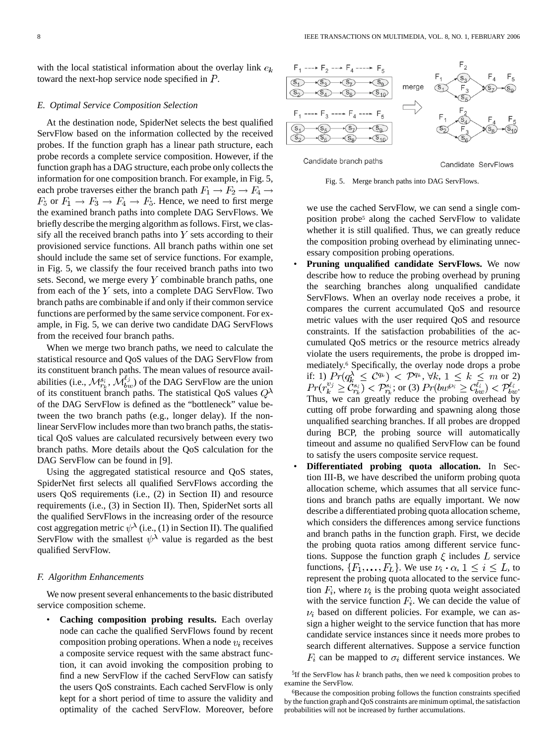with the local statistical information about the overlay link $e_k$ toward the next-hop service node specified in $P$.

### E. Optimal Service Composition Selection

At the destination node, SpiderNet selects the best qualified ServFlow based on the information collected by the received probes. If the function graph has a linear path structure, each probe records a complete service composition. However, if the function graph has a DAG structure, each probe only collects the information for one composition branch. For example, in Fig. 5, each probe traverses either the branch path $F_1 \rightarrow F_2 \rightarrow F_4 \rightarrow F_5$ or $F_1 \rightarrow F_3 \rightarrow F_4 \rightarrow F_5$. Hence, we need to first merge the examined branch paths into complete DAG ServFlows. We briefly describe the merging algorithm as follows. First, we classify all the received branch paths into $Y$ sets according to their provisioned service functions. All branch paths within one set should include the same set of service functions. For example, in Fig. 5, we classify the four received branch paths into two sets. Second, we merge every $Y$ combinable branch paths, one from each of the $Y$ sets, into a complete DAG ServFlow. Two branch paths are combinable if and only if their common service functions are performed by the same service component. For example, in Fig. 5, we can derive two candidate DAG ServFlows from the received four branch paths.

When we merge two branch paths, we need to calculate the statistical resource and QoS values of the DAG ServFlow from its constituent branch paths. The mean values of resource availabilities (i.e., $\mathcal{M}_{r_k}^{s_i}$, $\mathcal{M}_{bw}^{\ell_j}$) of the DAG ServFlow are the union of its constituent branch paths. The statistical QoS values $Q^{\lambda}$ of the DAG ServFlow is defined as the "bottleneck" value between the two branch paths (e.g., longer delay). If the nonlinear ServFlow includes more than two branch paths, the statistical QoS values are calculated recursively between every two branch paths. More details about the QoS calculation for the DAG ServFlow can be found in [9].

Using the aggregated statistical resource and QoS states, SpiderNet first selects all qualified ServFlows according the users QoS requirements (i.e., (2) in Section II) and resource requirements (i.e., (3) in Section II). Then, SpiderNet sorts all the qualified ServFlows in the increasing order of the resource cost aggregation metric $\psi^{\lambda}$ (i.e., (1) in Section II). The qualified ServFlow with the smallest $\psi^{\lambda}$ value is regarded as the best qualified ServFlow.

Fig. 5. Merge branch paths into DAG ServFlows.

### F. Algorithm Enhancements

We now present several enhancements to the basic distributed service composition scheme.

- **Caching composition probing results.** Each overlay node can cache the qualified ServFlows found by recent composition probing operations. When a node $v_i$ receives a composite service request with the same abstract function, it can avoid invoking the composition probing to find a new ServFlow if the cached ServFlow can satisfy the users QoS constraints. Each cached ServFlow is only kept for a short period of time to assure the validity and optimality of the cached ServFlow. Moreover, before we use the cached ServFlow, we can send a single composition probe[5] along the cached ServFlow to validate whether it is still qualified. Thus, we can greatly reduce the composition probing overhead by eliminating unnecessary composition probing operations.
- **Pruning unqualified candidate ServFlows.** We now describe how to reduce the probing overhead by pruning the searching branches along unqualified candidate ServFlows. When an overlay node receives a probe, it compares the current accumulated QoS and resource metric values with the user required QoS and resource constraints. If the satisfaction probabilities of the accumulated QoS metrics or the resource metrics already violate the users requirements, the probe is dropped immediately.[6] Specifically, the overlay node drops a probe if: 1) $Pr(q_k^{\lambda} \leq \mathcal{C}^{q_k}) < \mathcal{P}^{q_k}, \forall k, 1 \leq k \leq m$ or 2) $Pr(r_k^{v_j} \geq \mathcal{C}_{r_k}^{s_i}) < \mathcal{P}_{r_k}^{s_i}$; or (3) $Pr(bw^{\wp_i} \geq \mathcal{C}_{bw}^{\ell_i}) < \mathcal{P}_{bw}^{\ell_i}$. Thus, we can greatly reduce the probing overhead by cutting off probe forwarding and spawning along those unqualified searching branches. If all probes are dropped during BCP, the probing source will automatically timeout and assume no qualified ServFlow can be found to satisfy the users composite service request.
- **Differentiated probing quota allocation.** In Section III-B, we have described the uniform probing quota allocation scheme, which assumes that all service functions and branch paths are equally important. We now describe a differentiated probing quota allocation scheme, which considers the differences among service functions and branch paths in the function graph. First, we decide the probing quota ratios among different service functions. Suppose the function graph $\xi$ includes $L$ service functions, $\{F_1, \ldots, F_L\}$. We use $\nu_i \cdot \alpha, 1 \leq i \leq L$, to represent the probing quota allocated to the service function $F_i$, where $\nu_i$ is the probing quota weight associated with the service function $F_i$. We can decide the value of $\nu_i$ based on different policies. For example, we can assign a higher weight to the service function that has more candidate service instances since it needs more probes to search different alternatives. Suppose a service function $F_i$ can be mapped to $\sigma_i$ different service instances. We

[5]If the ServFlow has $k$ branch paths, then we need k composition probes to examine the ServFlow.

[6]Because the composition probing follows the function constraints specified by the function graph and QoS constraints are minimum optimal, the satisfaction probabilities will not be increased by further accumulations.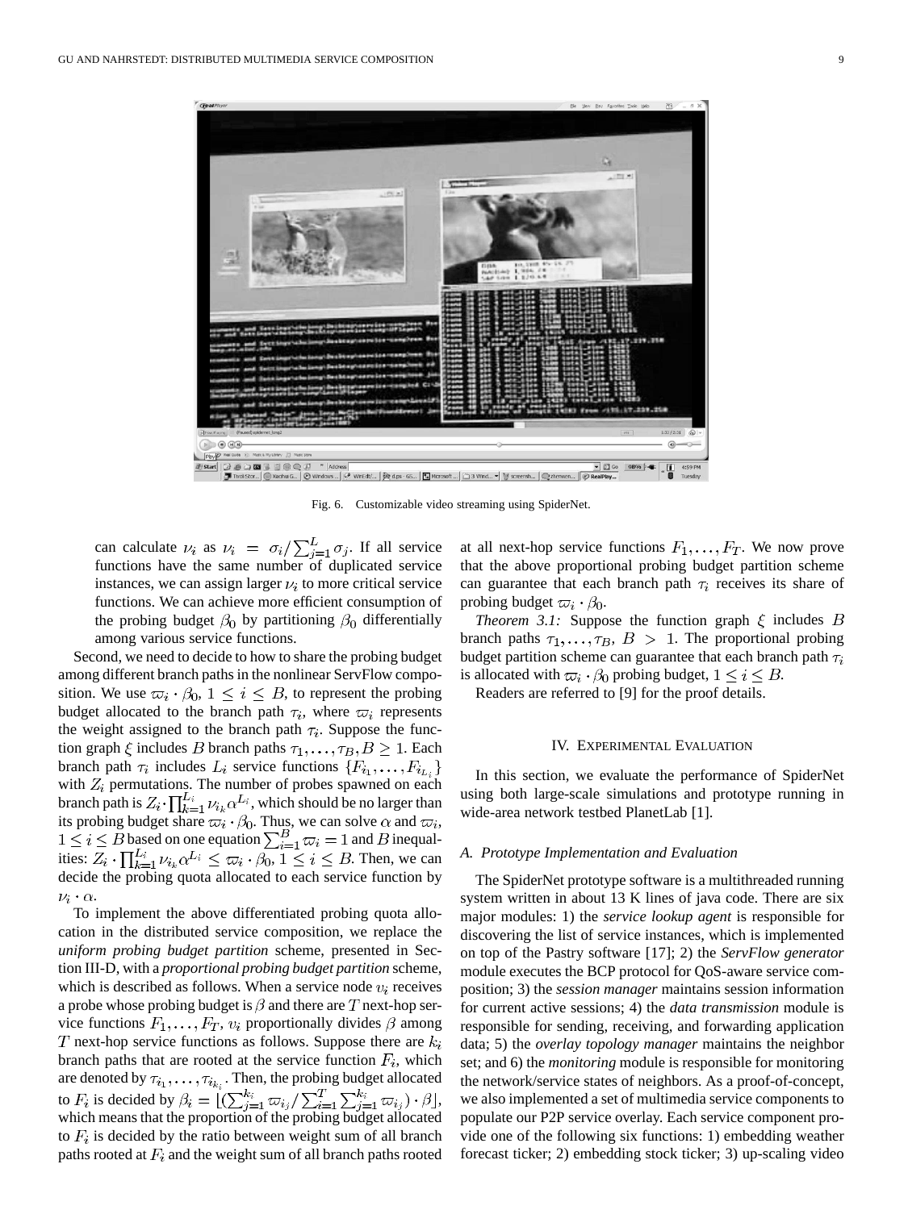Fig. 6. Customizable video streaming using SpiderNet.

can calculate $\nu_i$ as $\nu_i = \sigma_i / \sum_{j=1}^{L} \sigma_j$. If all service functions have the same number of duplicated service instances, we can assign larger $\nu_i$ to more critical service functions. We can achieve more efficient consumption of the probing budget $\beta_0$ by partitioning $\beta_0$ differentially among various service functions.

Second, we need to decide to how to share the probing budget among different branch paths in the nonlinear ServFlow composition. We use $\varpi_i \cdot \beta_0$, $1 \leq i \leq B$, to represent the probing budget allocated to the branch path $\tau_i$, where $\varpi_i$ represents the weight assigned to the branch path $\tau_i$. Suppose the function graph $\xi$ includes $B$ branch paths $\tau_1, \ldots, \tau_B, B \geq 1$. Each branch path $\tau_i$ includes $L_i$ service functions $\{F_{i_1}, \ldots, F_{i_{L_i}}\}$ with $Z_i$ permutations. The number of probes spawned on each branch path is $Z_i \cdot \prod_{k=1}^{L_i} \nu_{i_k} \alpha^{L_i}$, which should be no larger than its probing budget share $\varpi_i \cdot \beta_0$. Thus, we can solve $\alpha$ and $\varpi_i$, $1 \leq i \leq B$ based on one equation $\sum_{i=1}^{B} \varpi_i = 1$ and $B$ inequalities: $Z_i \cdot \prod_{k=1}^{L_i} \nu_{i_k} \alpha^{L_i} \leq \varpi_i \cdot \beta_0$, $1 \leq i \leq B$. Then, we can decide the probing quota allocated to each service function by $\nu_i \cdot \alpha$.

To implement the above differentiated probing quota allocation in the distributed service composition, we replace the *uniform probing budget partition* scheme, presented in Section III-D, with a *proportional probing budget partition* scheme, which is described as follows. When a service node $v_i$ receives a probe whose probing budget is $\beta$ and there are $T$ next-hop service functions $F_1, \ldots, F_T$, $v_i$ proportionally divides $\beta$ among $T$ next-hop service functions as follows. Suppose there are $k_i$ branch paths that are rooted at the service function $F_i$, which are denoted by $\tau_{i_1}, \ldots, \tau_{i_{k_i}}$. Then, the probing budget allocated to $F_i$ is decided by $\beta_i = \lfloor (\sum_{j=1}^{k_i} \varpi_{i_j} / \sum_{i=1}^{T} \sum_{j=1}^{k_i} \varpi_{i_j}) \cdot \beta \rfloor$, which means that the proportion of the probing budget allocated to $F_i$ is decided by the ratio between weight sum of all branch paths rooted at $F_i$ and the weight sum of all branch paths rooted at all next-hop service functions $F_1, \ldots, F_T$. We now prove that the above proportional probing budget partition scheme can guarantee that each branch path $\tau_i$ receives its share of probing budget $\varpi_i \cdot \beta_0$.

*Theorem 3.1:* Suppose the function graph $\xi$ includes $B$ branch paths $\tau_1, \ldots, \tau_B$, $B > 1$. The proportional probing budget partition scheme can guarantee that each branch path $\tau_i$ is allocated with $\varpi_i \cdot \beta_0$ probing budget, $1 \leq i \leq B$.

Readers are referred to [9] for the proof details.

## IV. Experimental Evaluation

In this section, we evaluate the performance of SpiderNet using both large-scale simulations and prototype running in wide-area network testbed PlanetLab [1].

### A. Prototype Implementation and Evaluation

The SpiderNet prototype software is a multithreaded running system written in about 13 K lines of java code. There are six major modules: 1) the *service lookup agent* is responsible for discovering the list of service instances, which is implemented on top of the Pastry software [17]; 2) the *ServFlow generator* module executes the BCP protocol for QoS-aware service composition; 3) the *session manager* maintains session information for current active sessions; 4) the *data transmission* module is responsible for sending, receiving, and forwarding application data; 5) the *overlay topology manager* maintains the neighbor set; and 6) the *monitoring* module is responsible for monitoring the network/service states of neighbors. As a proof-of-concept, we also implemented a set of multimedia service components to populate our P2P service overlay. Each service component provide one of the following six functions: 1) embedding weather forecast ticker; 2) embedding stock ticker; 3) up-scaling video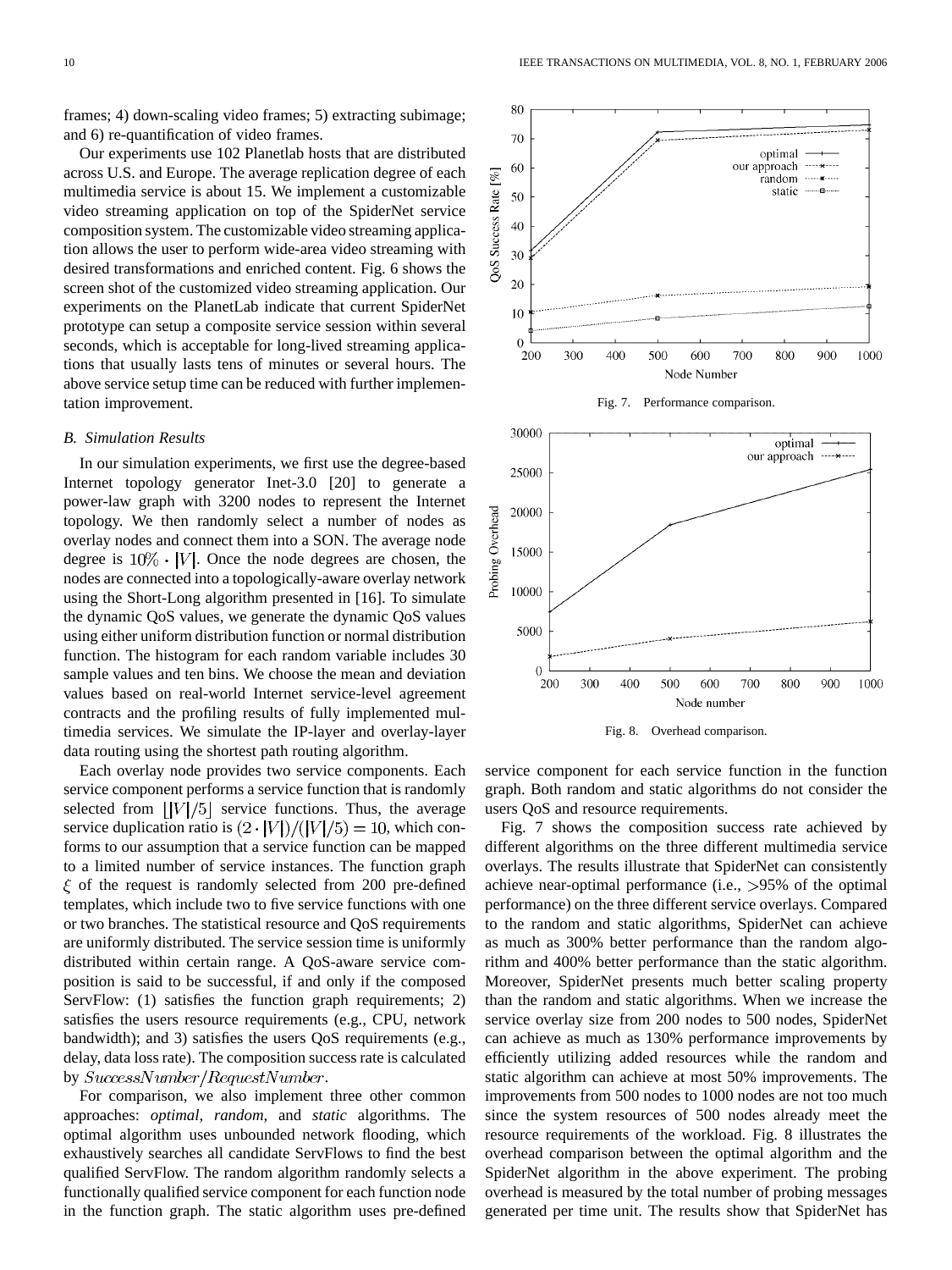frames; 4) down-scaling video frames; 5) extracting subimage; and 6) re-quantification of video frames.

Our experiments use 102 Planetlab hosts that are distributed across U.S. and Europe. The average replication degree of each multimedia service is about 15. We implement a customizable video streaming application on top of the SpiderNet service composition system. The customizable video streaming application allows the user to perform wide-area video streaming with desired transformations and enriched content. Fig. 6 shows the screen shot of the customized video streaming application. Our experiments on the PlanetLab indicate that current SpiderNet prototype can setup a composite service session within several seconds, which is acceptable for long-lived streaming applications that usually lasts tens of minutes or several hours. The above service setup time can be reduced with further implementation improvement.

### B. Simulation Results

In our simulation experiments, we first use the degree-based Internet topology generator Inet-3.0 [20] to generate a power-law graph with 3200 nodes to represent the Internet topology. We then randomly select a number of nodes as overlay nodes and connect them into a SON. The average node degree is $10\% \cdot |V|$. Once the node degrees are chosen, the nodes are connected into a topologically-aware overlay network using the Short-Long algorithm presented in [16]. To simulate the dynamic QoS values, we generate the dynamic QoS values using either uniform distribution function or normal distribution function. The histogram for each random variable includes 30 sample values and ten bins. We choose the mean and deviation values based on real-world Internet service-level agreement contracts and the profiling results of fully implemented multimedia services. We simulate the IP-layer and overlay-layer data routing using the shortest path routing algorithm.

Each overlay node provides two service components. Each service component performs a service function that is randomly selected from $\lfloor |V|/5 \rfloor$ service functions. Thus, the average service duplication ratio is $(2 \cdot |V|)/(|V|/5) = 10$, which conforms to our assumption that a service function can be mapped to a limited number of service instances. The function graph $\xi$ of the request is randomly selected from 200 pre-defined templates, which include two to five service functions with one or two branches. The statistical resource and QoS requirements are uniformly distributed. The service session time is uniformly distributed within certain range. A QoS-aware service composition is said to be successful, if and only if the composed ServFlow: (1) satisfies the function graph requirements; 2) satisfies the users resource requirements (e.g., CPU, network bandwidth); and 3) satisfies the users QoS requirements (e.g., delay, data loss rate). The composition success rate is calculated by $SuccessNumber/RequestNumber$.

For comparison, we also implement three other common approaches: *optimal*, *random*, and *static* algorithms. The optimal algorithm uses unbounded network flooding, which exhaustively searches all candidate ServFlows to find the best qualified ServFlow. The random algorithm randomly selects a functionally qualified service component for each function node in the function graph. The static algorithm uses pre-defined service component for each service function in the function graph. Both random and static algorithms do not consider the users QoS and resource requirements.

Fig. 7. Performance comparison.

Fig. 8. Overhead comparison.

Fig. 7 shows the composition success rate achieved by different algorithms on the three different multimedia service overlays. The results illustrate that SpiderNet can consistently achieve near-optimal performance (i.e., >95% of the optimal performance) on the three different service overlays. Compared to the random and static algorithms, SpiderNet can achieve as much as 300% better performance than the random algorithm and 400% better performance than the static algorithm. Moreover, SpiderNet presents much better scaling property than the random and static algorithms. When we increase the service overlay size from 200 nodes to 500 nodes, SpiderNet can achieve as much as 130% performance improvements by efficiently utilizing added resources while the random and static algorithm can achieve at most 50% improvements. The improvements from 500 nodes to 1000 nodes are not too much since the system resources of 500 nodes already meet the resource requirements of the workload. Fig. 8 illustrates the overhead comparison between the optimal algorithm and the SpiderNet algorithm in the above experiment. The probing overhead is measured by the total number of probing messages generated per time unit. The results show that SpiderNet has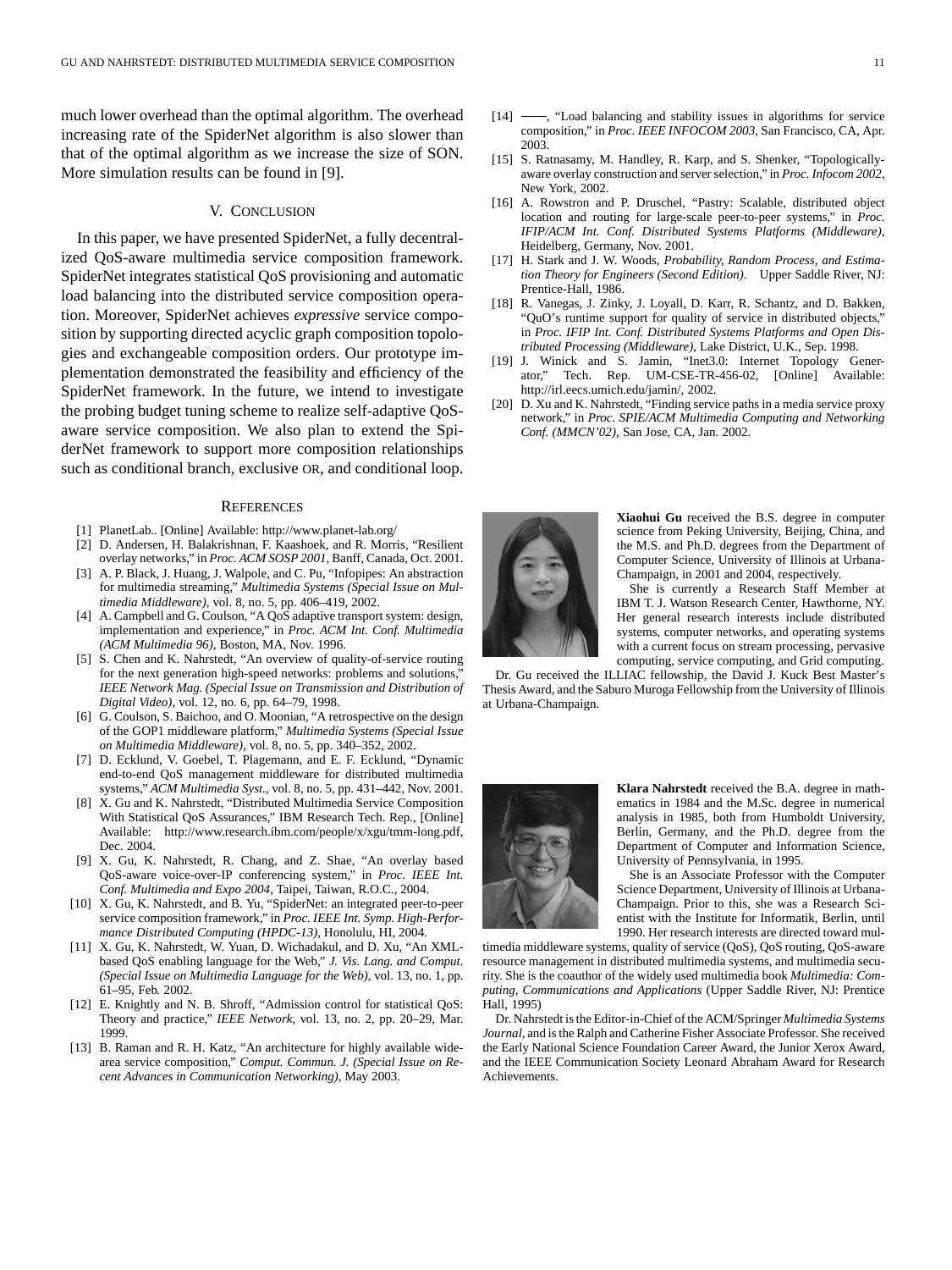much lower overhead than the optimal algorithm. The overhead increasing rate of the SpiderNet algorithm is also slower than that of the optimal algorithm as we increase the size of SON. More simulation results can be found in [9].

## V. Conclusion

In this paper, we have presented SpiderNet, a fully decentralized QoS-aware multimedia service composition framework. SpiderNet integrates statistical QoS provisioning and automatic load balancing into the distributed service composition operation. Moreover, SpiderNet achieves *expressive* service composition by supporting directed acyclic graph composition topologies and exchangeable composition orders. Our prototype implementation demonstrated the feasibility and efficiency of the SpiderNet framework. In the future, we intend to investigate the probing budget tuning scheme to realize self-adaptive QoS-aware service composition. We also plan to extend the SpiderNet framework to support more composition relationships such as conditional branch, exclusive OR, and conditional loop.

## References

[1] PlanetLab.. [Online] Available: http://www.planet-lab.org/

[2] D. Andersen, H. Balakrishnan, F. Kaashoek, and R. Morris, "Resilient overlay networks," in *Proc. ACM SOSP 2001*, Banff, Canada, Oct. 2001.

[3] A. P. Black, J. Huang, J. Walpole, and C. Pu, "Infopipes: An abstraction for multimedia streaming," *Multimedia Systems (Special Issue on Multimedia Middleware)*, vol. 8, no. 5, pp. 406–419, 2002.

[4] A. Campbell and G. Coulson, "A QoS adaptive transport system: design, implementation and experience," in *Proc. ACM Int. Conf. Multimedia (ACM Multimedia 96)*, Boston, MA, Nov. 1996.

[5] S. Chen and K. Nahrstedt, "An overview of quality-of-service routing for the next generation high-speed networks: problems and solutions," *IEEE Network Mag. (Special Issue on Transmission and Distribution of Digital Video)*, vol. 12, no. 6, pp. 64–79, 1998.

[6] G. Coulson, S. Baichoo, and O. Moonian, "A retrospective on the design of the GOP1 middleware platform," *Multimedia Systems (Special Issue on Multimedia Middleware)*, vol. 8, no. 5, pp. 340–352, 2002.

[7] D. Ecklund, V. Goebel, T. Plagemann, and E. F. Ecklund, "Dynamic end-to-end QoS management middleware for distributed multimedia systems," *ACM Multimedia Syst.*, vol. 8, no. 5, pp. 431–442, Nov. 2001.

[8] X. Gu and K. Nahrstedt, "Distributed Multimedia Service Composition With Statistical QoS Assurances," IBM Research Tech. Rep., [Online] Available: http://www.research.ibm.com/people/x/xgu/tmm-long.pdf, Dec. 2004.

[9] X. Gu, K. Nahrstedt, R. Chang, and Z. Shae, "An overlay based QoS-aware voice-over-IP conferencing system," in *Proc. IEEE Int. Conf. Multimedia and Expo 2004*, Taipei, Taiwan, R.O.C., 2004.

[10] X. Gu, K. Nahrstedt, and B. Yu, "SpiderNet: an integrated peer-to-peer service composition framework," in *Proc. IEEE Int. Symp. High-Performance Distributed Computing (HPDC-13)*, Honolulu, HI, 2004.

[11] X. Gu, K. Nahrstedt, W. Yuan, D. Wichadakul, and D. Xu, "An XML-based QoS enabling language for the Web," *J. Vis. Lang. and Comput. (Special Issue on Multimedia Language for the Web)*, vol. 13, no. 1, pp. 61–95, Feb. 2002.

[12] E. Knightly and N. B. Shroff, "Admission control for statistical QoS: Theory and practice," *IEEE Network*, vol. 13, no. 2, pp. 20–29, Mar. 1999.

[13] B. Raman and R. H. Katz, "An architecture for highly available wide-area service composition," *Comput. Commun. J. (Special Issue on Recent Advances in Communication Networking)*, May 2003.

[14] ——, "Load balancing and stability issues in algorithms for service composition," in *Proc. IEEE INFOCOM 2003*, San Francisco, CA, Apr. 2003.

[15] S. Ratnasamy, M. Handley, R. Karp, and S. Shenker, "Topologically-aware overlay construction and server selection," in *Proc. Infocom 2002*, New York, 2002.

[16] A. Rowstron and P. Druschel, "Pastry: Scalable, distributed object location and routing for large-scale peer-to-peer systems," in *Proc. IFIP/ACM Int. Conf. Distributed Systems Platforms (Middleware)*, Heidelberg, Germany, Nov. 2001.

[17] H. Stark and J. W. Woods, *Probability, Random Process, and Estimation Theory for Engineers (Second Edition)*. Upper Saddle River, NJ: Prentice-Hall, 1986.

[18] R. Vanegas, J. Zinky, J. Loyall, D. Karr, R. Schantz, and D. Bakken, "QuO's runtime support for quality of service in distributed objects," in *Proc. IFIP Int. Conf. Distributed Systems Platforms and Open Distributed Processing (Middleware)*, Lake District, U.K., Sep. 1998.

[19] J. Winick and S. Jamin, "Inet3.0: Internet Topology Generator," Tech. Rep. UM-CSE-TR-456-02, [Online] Available: http://irl.eecs.umich.edu/jamin/, 2002.

[20] D. Xu and K. Nahrstedt, "Finding service paths in a media service proxy network," in *Proc. SPIE/ACM Multimedia Computing and Networking Conf. (MMCN'02)*, San Jose, CA, Jan. 2002.

**Xiaohui Gu** received the B.S. degree in computer science from Peking University, Beijing, China, and the M.S. and Ph.D. degrees from the Department of Computer Science, University of Illinois at Urbana-Champaign, in 2001 and 2004, respectively.

She is currently a Research Staff Member at IBM T. J. Watson Research Center, Hawthorne, NY. Her general research interests include distributed systems, computer networks, and operating systems with a current focus on stream processing, pervasive computing, service computing, and Grid computing.

Dr. Gu received the ILLIAC fellowship, the David J. Kuck Best Master's Thesis Award, and the Saburo Muroga Fellowship from the University of Illinois at Urbana-Champaign.

**Klara Nahrstedt** received the B.A. degree in mathematics in 1984 and the M.Sc. degree in numerical analysis in 1985, both from Humboldt University, Berlin, Germany, and the Ph.D. degree from the Department of Computer and Information Science, University of Pennsylvania, in 1995.

She is an Associate Professor with the Computer Science Department, University of Illinois at Urbana-Champaign. Prior to this, she was a Research Scientist with the Institute for Informatik, Berlin, until 1990. Her research interests are directed toward multimedia middleware systems, quality of service (QoS), QoS routing, QoS-aware resource management in distributed multimedia systems, and multimedia security. She is the coauthor of the widely used multimedia book *Multimedia: Computing, Communications and Applications* (Upper Saddle River, NJ: Prentice Hall, 1995)

Dr. Nahrstedt is the Editor-in-Chief of the ACM/Springer *Multimedia Systems Journal*, and is the Ralph and Catherine Fisher Associate Professor. She received the Early National Science Foundation Career Award, the Junior Xerox Award, and the IEEE Communication Society Leonard Abraham Award for Research Achievements.